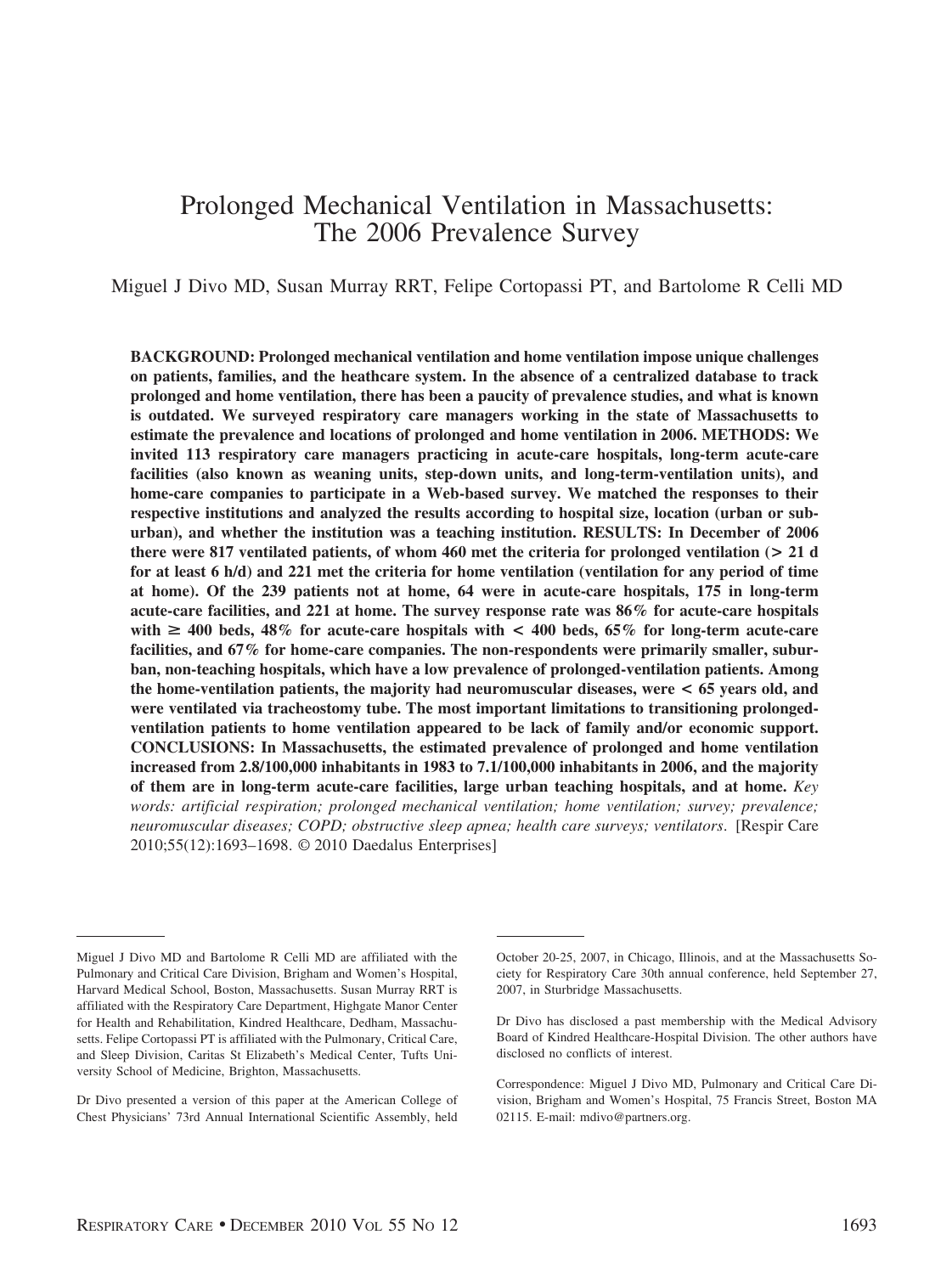# Prolonged Mechanical Ventilation in Massachusetts: The 2006 Prevalence Survey

Miguel J Divo MD, Susan Murray RRT, Felipe Cortopassi PT, and Bartolome R Celli MD

**BACKGROUND: Prolonged mechanical ventilation and home ventilation impose unique challenges on patients, families, and the heathcare system. In the absence of a centralized database to track prolonged and home ventilation, there has been a paucity of prevalence studies, and what is known is outdated. We surveyed respiratory care managers working in the state of Massachusetts to estimate the prevalence and locations of prolonged and home ventilation in 2006. METHODS: We invited 113 respiratory care managers practicing in acute-care hospitals, long-term acute-care facilities (also known as weaning units, step-down units, and long-term-ventilation units), and home-care companies to participate in a Web-based survey. We matched the responses to their respective institutions and analyzed the results according to hospital size, location (urban or suburban), and whether the institution was a teaching institution. RESULTS: In December of 2006 there were 817 ventilated patients, of whom 460 met the criteria for prolonged ventilation (> 21 d for at least 6 h/d) and 221 met the criteria for home ventilation (ventilation for any period of time at home). Of the 239 patients not at home, 64 were in acute-care hospitals, 175 in long-term acute-care facilities, and 221 at home. The survey response rate was 86% for acute-care hospitals with ≥ 400 beds, 48% for acute-care hospitals with < 400 beds, 65% for long-term acute-care facilities, and 67% for home-care companies. The non-respondents were primarily smaller, suburban, non-teaching hospitals, which have a low prevalence of prolonged-ventilation patients. Among the home-ventilation patients, the majority had neuromuscular diseases, were < 65 years old, and were ventilated via tracheostomy tube. The most important limitations to transitioning prolonged-ventilation patients to home ventilation appeared to be lack of family and/or economic support. CONCLUSIONS: In Massachusetts, the estimated prevalence of prolonged and home ventilation increased from 2.8/100,000 inhabitants in 1983 to 7.1/100,000 inhabitants in 2006, and the majority of them are in long-term acute-care facilities, large urban teaching hospitals, and at home.** *Key words: artificial respiration; prolonged mechanical ventilation; home ventilation; survey; prevalence; neuromuscular diseases; COPD; obstructive sleep apnea; health care surveys; ventilators*. [Respir Care 2010;55(12):1693–1698. © 2010 Daedalus Enterprises]

---

Miguel J Divo MD and Bartolome R Celli MD are affiliated with the Pulmonary and Critical Care Division, Brigham and Women's Hospital, Harvard Medical School, Boston, Massachusetts. Susan Murray RRT is affiliated with the Respiratory Care Department, Highgate Manor Center for Health and Rehabilitation, Kindred Healthcare, Dedham, Massachusetts. Felipe Cortopassi PT is affiliated with the Pulmonary, Critical Care, and Sleep Division, Caritas St Elizabeth's Medical Center, Tufts University School of Medicine, Brighton, Massachusetts.

Dr Divo presented a version of this paper at the American College of Chest Physicians' 73rd Annual International Scientific Assembly, held October 20-25, 2007, in Chicago, Illinois, and at the Massachusetts Society for Respiratory Care 30th annual conference, held September 27, 2007, in Sturbridge Massachusetts.

Dr Divo has disclosed a past membership with the Medical Advisory Board of Kindred Healthcare-Hospital Division. The other authors have disclosed no conflicts of interest.

Correspondence: Miguel J Divo MD, Pulmonary and Critical Care Division, Brigham and Women's Hospital, 75 Francis Street, Boston MA 02115. E-mail: mdivo@partners.org.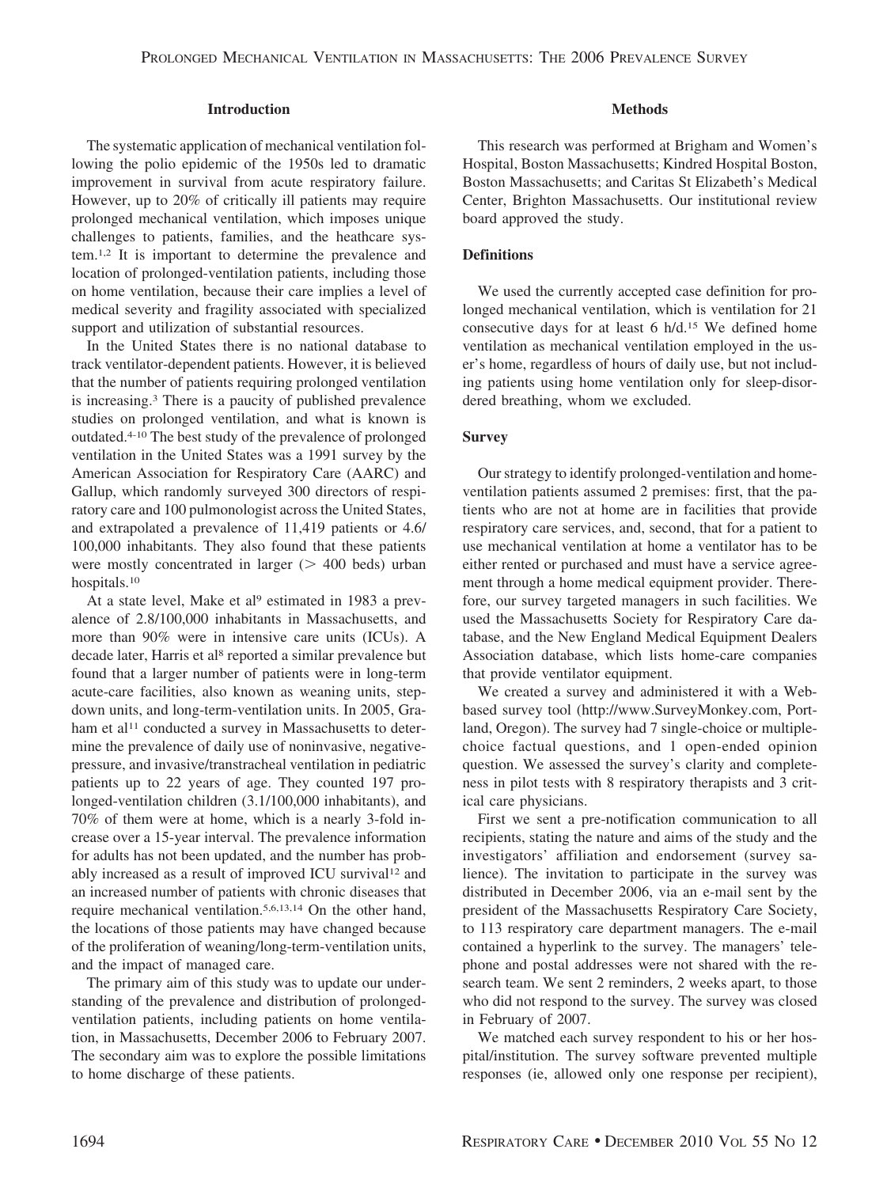## Introduction

The systematic application of mechanical ventilation following the polio epidemic of the 1950s led to dramatic improvement in survival from acute respiratory failure. However, up to 20% of critically ill patients may require prolonged mechanical ventilation, which imposes unique challenges to patients, families, and the heathcare system.[1,2] It is important to determine the prevalence and location of prolonged-ventilation patients, including those on home ventilation, because their care implies a level of medical severity and fragility associated with specialized support and utilization of substantial resources.

In the United States there is no national database to track ventilator-dependent patients. However, it is believed that the number of patients requiring prolonged ventilation is increasing.[3] There is a paucity of published prevalence studies on prolonged ventilation, and what is known is outdated.[4-10] The best study of the prevalence of prolonged ventilation in the United States was a 1991 survey by the American Association for Respiratory Care (AARC) and Gallup, which randomly surveyed 300 directors of respiratory care and 100 pulmonologist across the United States, and extrapolated a prevalence of 11,419 patients or 4.6/100,000 inhabitants. They also found that these patients were mostly concentrated in larger (> 400 beds) urban hospitals.[10]

At a state level, Make et al[9] estimated in 1983 a prevalence of 2.8/100,000 inhabitants in Massachusetts, and more than 90% were in intensive care units (ICUs). A decade later, Harris et al[8] reported a similar prevalence but found that a larger number of patients were in long-term acute-care facilities, also known as weaning units, step-down units, and long-term-ventilation units. In 2005, Graham et al[11] conducted a survey in Massachusetts to determine the prevalence of daily use of noninvasive, negative-pressure, and invasive/transtracheal ventilation in pediatric patients up to 22 years of age. They counted 197 prolonged-ventilation children (3.1/100,000 inhabitants), and 70% of them were at home, which is a nearly 3-fold increase over a 15-year interval. The prevalence information for adults has not been updated, and the number has probably increased as a result of improved ICU survival[12] and an increased number of patients with chronic diseases that require mechanical ventilation.[5,6,13,14] On the other hand, the locations of those patients may have changed because of the proliferation of weaning/long-term-ventilation units, and the impact of managed care.

The primary aim of this study was to update our understanding of the prevalence and distribution of prolonged-ventilation patients, including patients on home ventilation, in Massachusetts, December 2006 to February 2007. The secondary aim was to explore the possible limitations to home discharge of these patients.

## Methods

This research was performed at Brigham and Women's Hospital, Boston Massachusetts; Kindred Hospital Boston, Boston Massachusetts; and Caritas St Elizabeth's Medical Center, Brighton Massachusetts. Our institutional review board approved the study.

### Definitions

We used the currently accepted case definition for prolonged mechanical ventilation, which is ventilation for 21 consecutive days for at least 6 h/d.[15] We defined home ventilation as mechanical ventilation employed in the user's home, regardless of hours of daily use, but not including patients using home ventilation only for sleep-disordered breathing, whom we excluded.

### Survey

Our strategy to identify prolonged-ventilation and home-ventilation patients assumed 2 premises: first, that the patients who are not at home are in facilities that provide respiratory care services, and, second, that for a patient to use mechanical ventilation at home a ventilator has to be either rented or purchased and must have a service agreement through a home medical equipment provider. Therefore, our survey targeted managers in such facilities. We used the Massachusetts Society for Respiratory Care database, and the New England Medical Equipment Dealers Association database, which lists home-care companies that provide ventilator equipment.

We created a survey and administered it with a Web-based survey tool (http://www.SurveyMonkey.com, Portland, Oregon). The survey had 7 single-choice or multiple-choice factual questions, and 1 open-ended opinion question. We assessed the survey's clarity and completeness in pilot tests with 8 respiratory therapists and 3 critical care physicians.

First we sent a pre-notification communication to all recipients, stating the nature and aims of the study and the investigators' affiliation and endorsement (survey salience). The invitation to participate in the survey was distributed in December 2006, via an e-mail sent by the president of the Massachusetts Respiratory Care Society, to 113 respiratory care department managers. The e-mail contained a hyperlink to the survey. The managers' telephone and postal addresses were not shared with the research team. We sent 2 reminders, 2 weeks apart, to those who did not respond to the survey. The survey was closed in February of 2007.

We matched each survey respondent to his or her hospital/institution. The survey software prevented multiple responses (ie, allowed only one response per recipient),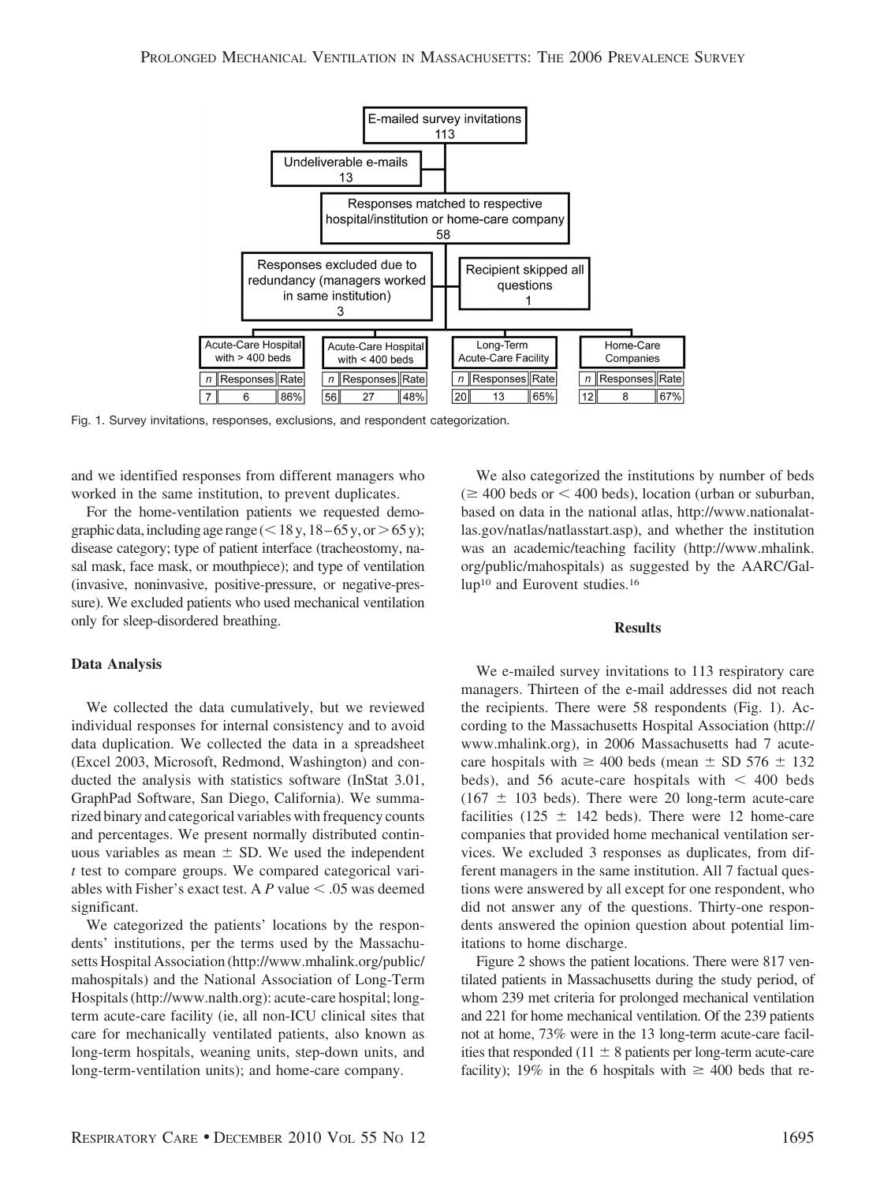| E-mailed survey invitations 113 |
|---|

| Undeliverable e-mails 13 |
|---|

| Responses matched to respective hospital/institution or home-care company 58 |
|---|

| Responses excluded due to redundancy (managers worked in same institution) 3 | Recipient skipped all questions 1 |
|---|---|

| Acute-Care Hospital with > 400 beds | | | Acute-Care Hospital with < 400 beds | | | Long-Term Acute-Care Facility | | | Home-Care Companies | | |
|---|---|---|---|---|---|---|---|---|---|---|---|
| n | Responses | Rate | n | Responses | Rate | n | Responses | Rate | n | Responses | Rate |
| 7 | 6 | 86% | 56 | 27 | 48% | 20 | 13 | 65% | 12 | 8 | 67% |

Fig. 1. Survey invitations, responses, exclusions, and respondent categorization.

and we identified responses from different managers who worked in the same institution, to prevent duplicates.

For the home-ventilation patients we requested demographic data, including age range (< 18 y, 18–65 y, or > 65 y); disease category; type of patient interface (tracheostomy, nasal mask, face mask, or mouthpiece); and type of ventilation (invasive, noninvasive, positive-pressure, or negative-pressure). We excluded patients who used mechanical ventilation only for sleep-disordered breathing.

### Data Analysis

We collected the data cumulatively, but we reviewed individual responses for internal consistency and to avoid data duplication. We collected the data in a spreadsheet (Excel 2003, Microsoft, Redmond, Washington) and conducted the analysis with statistics software (InStat 3.01, GraphPad Software, San Diego, California). We summarized binary and categorical variables with frequency counts and percentages. We present normally distributed continuous variables as mean ± SD. We used the independent *t* test to compare groups. We compared categorical variables with Fisher's exact test. A $P$ value < .05 was deemed significant.

We categorized the patients' locations by the respondents' institutions, per the terms used by the Massachusetts Hospital Association (http://www.mhalink.org/public/mahospitals) and the National Association of Long-Term Hospitals (http://www.nalth.org): acute-care hospital; long-term acute-care facility (ie, all non-ICU clinical sites that care for mechanically ventilated patients, also known as long-term hospitals, weaning units, step-down units, and long-term-ventilation units); and home-care company.

We also categorized the institutions by number of beds (≥ 400 beds or < 400 beds), location (urban or suburban, based on data in the national atlas, http://www.nationalatlas.gov/natlas/natlasstart.asp), and whether the institution was an academic/teaching facility (http://www.mhalink.org/public/mahospitals) as suggested by the AARC/Gallup[10] and Eurovent studies.[16]

## Results

We e-mailed survey invitations to 113 respiratory care managers. Thirteen of the e-mail addresses did not reach the recipients. There were 58 respondents (Fig. 1). According to the Massachusetts Hospital Association (http://www.mhalink.org), in 2006 Massachusetts had 7 acute-care hospitals with ≥ 400 beds (mean ± SD 576 ± 132 beds), and 56 acute-care hospitals with < 400 beds (167 ± 103 beds). There were 20 long-term acute-care facilities (125 ± 142 beds). There were 12 home-care companies that provided home mechanical ventilation services. We excluded 3 responses as duplicates, from different managers in the same institution. All 7 factual questions were answered by all except for one respondent, who did not answer any of the questions. Thirty-one respondents answered the opinion question about potential limitations to home discharge.

Figure 2 shows the patient locations. There were 817 ventilated patients in Massachusetts during the study period, of whom 239 met criteria for prolonged mechanical ventilation and 221 for home mechanical ventilation. Of the 239 patients not at home, 73% were in the 13 long-term acute-care facilities that responded (11 ± 8 patients per long-term acute-care facility); 19% in the 6 hospitals with ≥ 400 beds that re-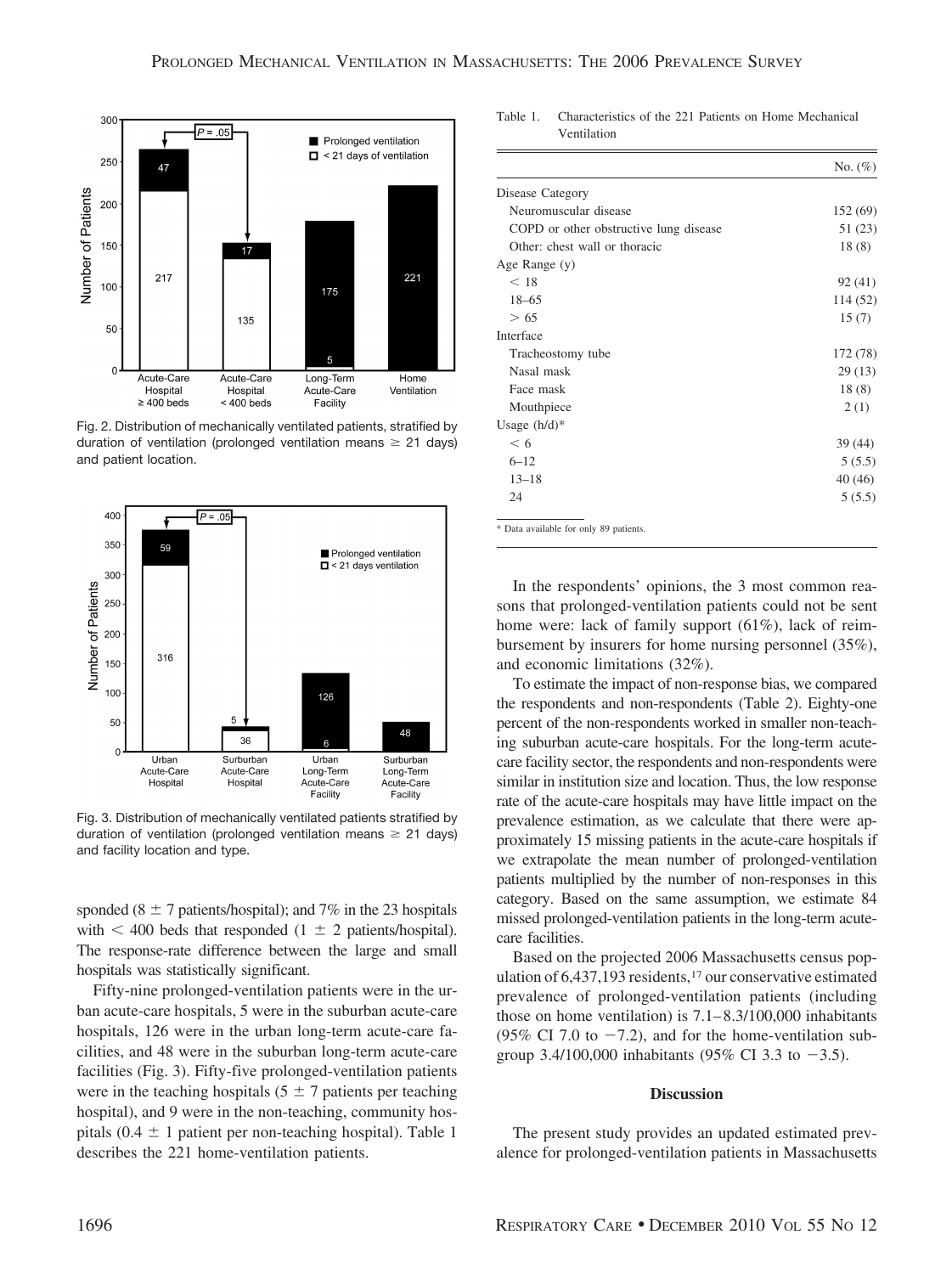Fig. 2. Distribution of mechanically ventilated patients, stratified by duration of ventilation (prolonged ventilation means ≥ 21 days) and patient location.

Fig. 3. Distribution of mechanically ventilated patients stratified by duration of ventilation (prolonged ventilation means ≥ 21 days) and facility location and type.

sponded (8 ± 7 patients/hospital); and 7% in the 23 hospitals with < 400 beds that responded (1 ± 2 patients/hospital). The response-rate difference between the large and small hospitals was statistically significant.

Fifty-nine prolonged-ventilation patients were in the urban acute-care hospitals, 5 were in the suburban acute-care hospitals, 126 were in the urban long-term acute-care facilities, and 48 were in the suburban long-term acute-care facilities (Fig. 3). Fifty-five prolonged-ventilation patients were in the teaching hospitals (5 ± 7 patients per teaching hospital), and 9 were in the non-teaching, community hospitals (0.4 ± 1 patient per non-teaching hospital). Table 1 describes the 221 home-ventilation patients.

Table 1. Characteristics of the 221 Patients on Home Mechanical Ventilation

| | No. (%) |
|---|---|
| Disease Category | |
| Neuromuscular disease | 152 (69) |
| COPD or other obstructive lung disease | 51 (23) |
| Other: chest wall or thoracic | 18 (8) |
| Age Range (y) | |
| < 18 | 92 (41) |
| 18–65 | 114 (52) |
| > 65 | 15 (7) |
| Interface | |
| Tracheostomy tube | 172 (78) |
| Nasal mask | 29 (13) |
| Face mask | 18 (8) |
| Mouthpiece | 2 (1) |
| Usage (h/d)* | |
| < 6 | 39 (44) |
| 6–12 | 5 (5.5) |
| 13–18 | 40 (46) |
| 24 | 5 (5.5) |

\* Data available for only 89 patients.

In the respondents' opinions, the 3 most common reasons that prolonged-ventilation patients could not be sent home were: lack of family support (61%), lack of reimbursement by insurers for home nursing personnel (35%), and economic limitations (32%).

To estimate the impact of non-response bias, we compared the respondents and non-respondents (Table 2). Eighty-one percent of the non-respondents worked in smaller non-teaching suburban acute-care hospitals. For the long-term acute-care facility sector, the respondents and non-respondents were similar in institution size and location. Thus, the low response rate of the acute-care hospitals may have little impact on the prevalence estimation, as we calculate that there were approximately 15 missing patients in the acute-care hospitals if we extrapolate the mean number of prolonged-ventilation patients multiplied by the number of non-responses in this category. Based on the same assumption, we estimate 84 missed prolonged-ventilation patients in the long-term acute-care facilities.

Based on the projected 2006 Massachusetts census population of 6,437,193 residents,[17] our conservative estimated prevalence of prolonged-ventilation patients (including those on home ventilation) is 7.1–8.3/100,000 inhabitants (95% CI 7.0 to −7.2), and for the home-ventilation subgroup 3.4/100,000 inhabitants (95% CI 3.3 to −3.5).

## Discussion

The present study provides an updated estimated prevalence for prolonged-ventilation patients in Massachusetts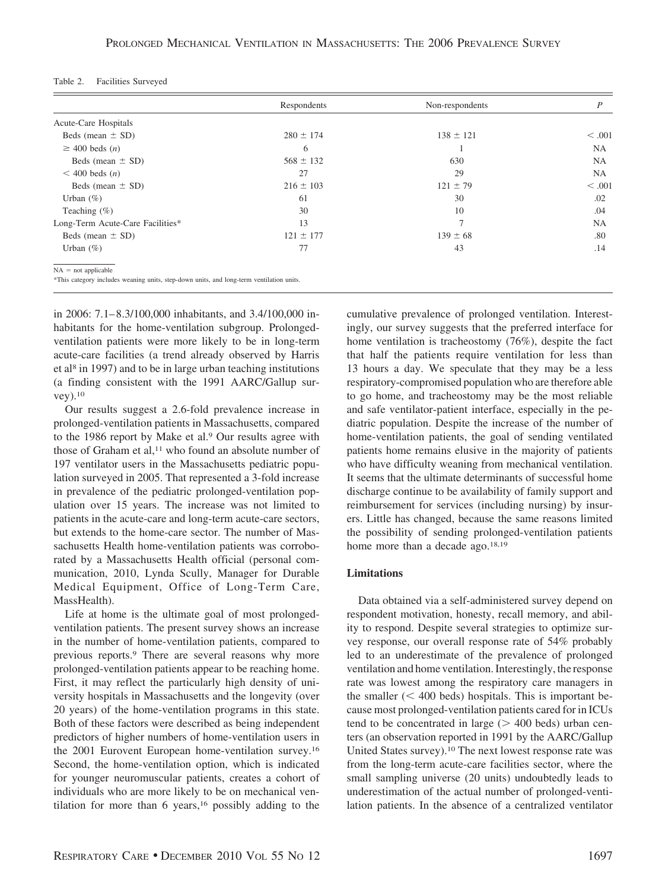Table 2. Facilities Surveyed

| | Respondents | Non-respondents | *P* |
|---|---|---|---|
| Acute-Care Hospitals | | | |
| Beds (mean ± SD) | 280 ± 174 | 138 ± 121 | < .001 |
| ≥ 400 beds (*n*) | 6 | 1 | NA |
| Beds (mean ± SD) | 568 ± 132 | 630 | NA |
| < 400 beds (*n*) | 27 | 29 | NA |
| Beds (mean ± SD) | 216 ± 103 | 121 ± 79 | < .001 |
| Urban (%) | 61 | 30 | .02 |
| Teaching (%) | 30 | 10 | .04 |
| Long-Term Acute-Care Facilities* | 13 | 7 | NA |
| Beds (mean ± SD) | 121 ± 177 | 139 ± 68 | .80 |
| Urban (%) | 77 | 43 | .14 |

NA = not applicable

*This category includes weaning units, step-down units, and long-term ventilation units.

in 2006: 7.1–8.3/100,000 inhabitants, and 3.4/100,000 inhabitants for the home-ventilation subgroup. Prolonged-ventilation patients were more likely to be in long-term acute-care facilities (a trend already observed by Harris et al[8] in 1997) and to be in large urban teaching institutions (a finding consistent with the 1991 AARC/Gallup survey).[10]

Our results suggest a 2.6-fold prevalence increase in prolonged-ventilation patients in Massachusetts, compared to the 1986 report by Make et al.[9] Our results agree with those of Graham et al,[11] who found an absolute number of 197 ventilator users in the Massachusetts pediatric population surveyed in 2005. That represented a 3-fold increase in prevalence of the pediatric prolonged-ventilation population over 15 years. The increase was not limited to patients in the acute-care and long-term acute-care sectors, but extends to the home-care sector. The number of Massachusetts Health home-ventilation patients was corroborated by a Massachusetts Health official (personal communication, 2010, Lynda Scully, Manager for Durable Medical Equipment, Office of Long-Term Care, MassHealth).

Life at home is the ultimate goal of most prolonged-ventilation patients. The present survey shows an increase in the number of home-ventilation patients, compared to previous reports.[9] There are several reasons why more prolonged-ventilation patients appear to be reaching home. First, it may reflect the particularly high density of university hospitals in Massachusetts and the longevity (over 20 years) of the home-ventilation programs in this state. Both of these factors were described as being independent predictors of higher numbers of home-ventilation users in the 2001 Eurovent European home-ventilation survey.[16] Second, the home-ventilation option, which is indicated for younger neuromuscular patients, creates a cohort of individuals who are more likely to be on mechanical ventilation for more than 6 years,[16] possibly adding to the cumulative prevalence of prolonged ventilation. Interestingly, our survey suggests that the preferred interface for home ventilation is tracheostomy (76%), despite the fact that half the patients require ventilation for less than 13 hours a day. We speculate that they may be a less respiratory-compromised population who are therefore able to go home, and tracheostomy may be the most reliable and safe ventilator-patient interface, especially in the pediatric population. Despite the increase of the number of home-ventilation patients, the goal of sending ventilated patients home remains elusive in the majority of patients who have difficulty weaning from mechanical ventilation. It seems that the ultimate determinants of successful home discharge continue to be availability of family support and reimbursement for services (including nursing) by insurers. Little has changed, because the same reasons limited the possibility of sending prolonged-ventilation patients home more than a decade ago.[18,19]

## Limitations

Data obtained via a self-administered survey depend on respondent motivation, honesty, recall memory, and ability to respond. Despite several strategies to optimize survey response, our overall response rate of 54% probably led to an underestimate of the prevalence of prolonged ventilation and home ventilation. Interestingly, the response rate was lowest among the respiratory care managers in the smaller (< 400 beds) hospitals. This is important because most prolonged-ventilation patients cared for in ICUs tend to be concentrated in large (> 400 beds) urban centers (an observation reported in 1991 by the AARC/Gallup United States survey).[10] The next lowest response rate was from the long-term acute-care facilities sector, where the small sampling universe (20 units) undoubtedly leads to underestimation of the actual number of prolonged-ventilation patients. In the absence of a centralized ventilator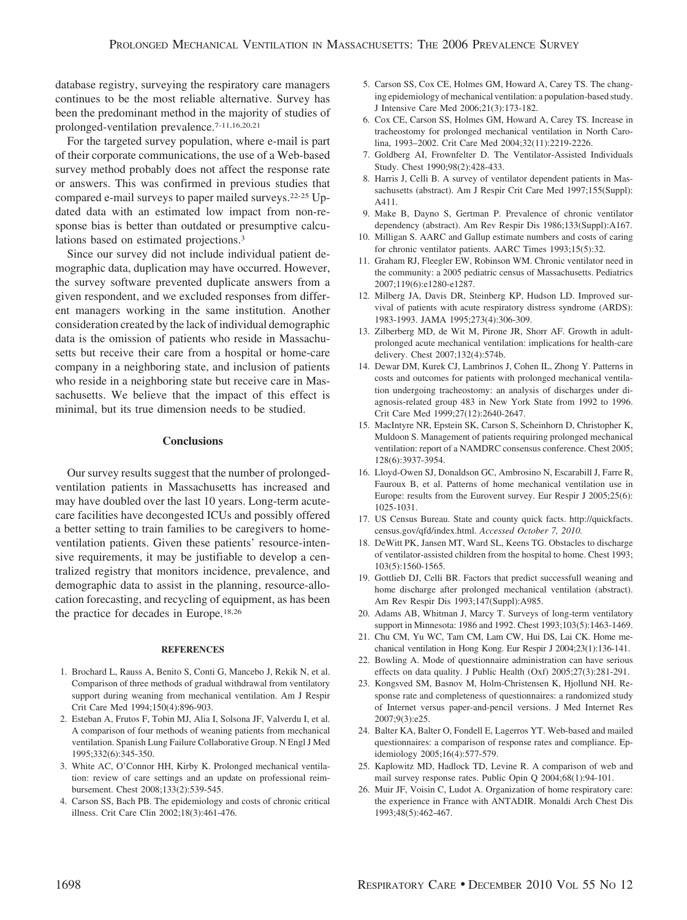database registry, surveying the respiratory care managers continues to be the most reliable alternative. Survey has been the predominant method in the majority of studies of prolonged-ventilation prevalence.[7-11,16,20,21]

For the targeted survey population, where e-mail is part of their corporate communications, the use of a Web-based survey method probably does not affect the response rate or answers. This was confirmed in previous studies that compared e-mail surveys to paper mailed surveys.[22-25] Updated data with an estimated low impact from non-response bias is better than outdated or presumptive calculations based on estimated projections.[3]

Since our survey did not include individual patient demographic data, duplication may have occurred. However, the survey software prevented duplicate answers from a given respondent, and we excluded responses from different managers working in the same institution. Another consideration created by the lack of individual demographic data is the omission of patients who reside in Massachusetts but receive their care from a hospital or home-care company in a neighboring state, and inclusion of patients who reside in a neighboring state but receive care in Massachusetts. We believe that the impact of this effect is minimal, but its true dimension needs to be studied.

## Conclusions

Our survey results suggest that the number of prolonged-ventilation patients in Massachusetts has increased and may have doubled over the last 10 years. Long-term acute-care facilities have decongested ICUs and possibly offered a better setting to train families to be caregivers to home-ventilation patients. Given these patients' resource-intensive requirements, it may be justifiable to develop a centralized registry that monitors incidence, prevalence, and demographic data to assist in the planning, resource-allocation forecasting, and recycling of equipment, as has been the practice for decades in Europe.[18,26]

### REFERENCES

1. Brochard L, Rauss A, Benito S, Conti G, Mancebo J, Rekik N, et al. Comparison of three methods of gradual withdrawal from ventilatory support during weaning from mechanical ventilation. Am J Respir Crit Care Med 1994;150(4):896-903.
2. Esteban A, Frutos F, Tobin MJ, Alia I, Solsona JF, Valverdu I, et al. A comparison of four methods of weaning patients from mechanical ventilation. Spanish Lung Failure Collaborative Group. N Engl J Med 1995;332(6):345-350.
3. White AC, O'Connor HH, Kirby K. Prolonged mechanical ventilation: review of care settings and an update on professional reimbursement. Chest 2008;133(2):539-545.
4. Carson SS, Bach PB. The epidemiology and costs of chronic critical illness. Crit Care Clin 2002;18(3):461-476.
5. Carson SS, Cox CE, Holmes GM, Howard A, Carey TS. The changing epidemiology of mechanical ventilation: a population-based study. J Intensive Care Med 2006;21(3):173-182.
6. Cox CE, Carson SS, Holmes GM, Howard A, Carey TS. Increase in tracheostomy for prolonged mechanical ventilation in North Carolina, 1993–2002. Crit Care Med 2004;32(11):2219-2226.
7. Goldberg AI, Frownfelter D. The Ventilator-Assisted Individuals Study. Chest 1990;98(2):428-433.
8. Harris J, Celli B. A survey of ventilator dependent patients in Massachusetts (abstract). Am J Respir Crit Care Med 1997;155(Suppl):A411.
9. Make B, Dayno S, Gertman P. Prevalence of chronic ventilator dependency (abstract). Am Rev Respir Dis 1986;133(Suppl):A167.
10. Milligan S. AARC and Gallup estimate numbers and costs of caring for chronic ventilator patients. AARC Times 1993;15(5):32.
11. Graham RJ, Fleegler EW, Robinson WM. Chronic ventilator need in the community: a 2005 pediatric census of Massachusetts. Pediatrics 2007;119(6):e1280-e1287.
12. Milberg JA, Davis DR, Steinberg KP, Hudson LD. Improved survival of patients with acute respiratory distress syndrome (ARDS): 1983-1993. JAMA 1995;273(4):306-309.
13. Zilberberg MD, de Wit M, Pirone JR, Shorr AF. Growth in adult-prolonged acute mechanical ventilation: implications for health-care delivery. Chest 2007;132(4):574b.
14. Dewar DM, Kurek CJ, Lambrinos J, Cohen IL, Zhong Y. Patterns in costs and outcomes for patients with prolonged mechanical ventilation undergoing tracheostomy: an analysis of discharges under diagnosis-related group 483 in New York State from 1992 to 1996. Crit Care Med 1999;27(12):2640-2647.
15. MacIntyre NR, Epstein SK, Carson S, Scheinhorn D, Christopher K, Muldoon S. Management of patients requiring prolonged mechanical ventilation: report of a NAMDRC consensus conference. Chest 2005;128(6):3937-3954.
16. Lloyd-Owen SJ, Donaldson GC, Ambrosino N, Escarabill J, Farre R, Fauroux B, et al. Patterns of home mechanical ventilation use in Europe: results from the Eurovent survey. Eur Respir J 2005;25(6):1025-1031.
17. US Census Bureau. State and county quick facts. http://quickfacts.census.gov/qfd/index.html. *Accessed October 7, 2010.*
18. DeWitt PK, Jansen MT, Ward SL, Keens TG. Obstacles to discharge of ventilator-assisted children from the hospital to home. Chest 1993;103(5):1560-1565.
19. Gottlieb DJ, Celli BR. Factors that predict successfull weaning and home discharge after prolonged mechanical ventilation (abstract). Am Rev Respir Dis 1993;147(Suppl):A985.
20. Adams AB, Whitman J, Marcy T. Surveys of long-term ventilatory support in Minnesota: 1986 and 1992. Chest 1993;103(5):1463-1469.
21. Chu CM, Yu WC, Tam CM, Lam CW, Hui DS, Lai CK. Home mechanical ventilation in Hong Kong. Eur Respir J 2004;23(1):136-141.
22. Bowling A. Mode of questionnaire administration can have serious effects on data quality. J Public Health (Oxf) 2005;27(3):281-291.
23. Kongsved SM, Basnov M, Holm-Christensen K, Hjollund NH. Response rate and completeness of questionnaires: a randomized study of Internet versus paper-and-pencil versions. J Med Internet Res 2007;9(3):e25.
24. Balter KA, Balter O, Fondell E, Lagerros YT. Web-based and mailed questionnaires: a comparison of response rates and compliance. Epidemiology 2005;16(4):577-579.
25. Kaplowitz MD, Hadlock TD, Levine R. A comparison of web and mail survey response rates. Public Opin Q 2004;68(1):94-101.
26. Muir JF, Voisin C, Ludot A. Organization of home respiratory care: the experience in France with ANTADIR. Monaldi Arch Chest Dis 1993;48(5):462-467.